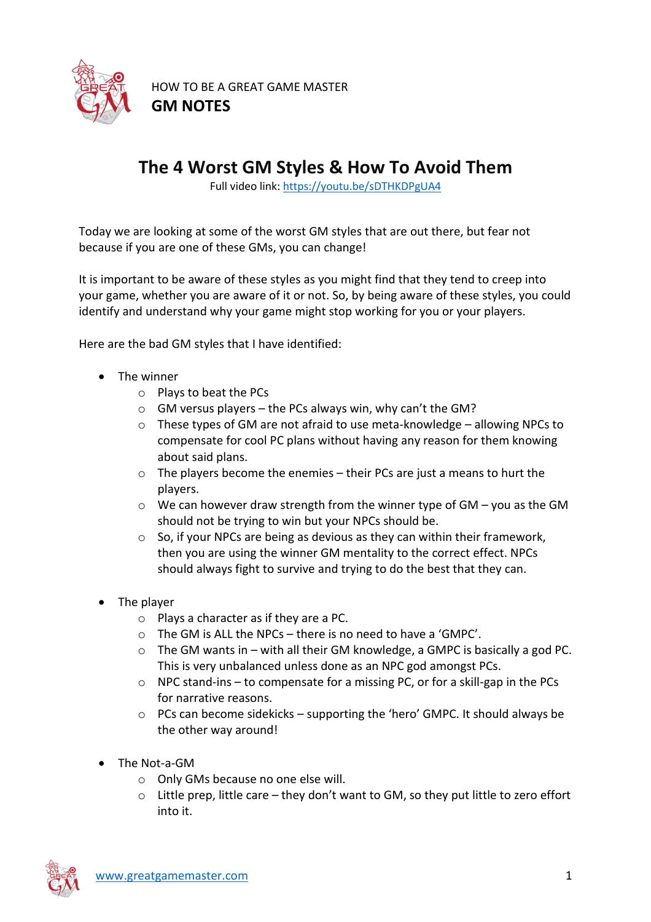HOW TO BE A GREAT GAME MASTER

**GM NOTES**

# The 4 Worst GM Styles & How To Avoid Them

Full video link: [https://youtu.be/sDTHKDPgUA4](https://youtu.be/sDTHKDPgUA4)

Today we are looking at some of the worst GM styles that are out there, but fear not because if you are one of these GMs, you can change!

It is important to be aware of these styles as you might find that they tend to creep into your game, whether you are aware of it or not. So, by being aware of these styles, you could identify and understand why your game might stop working for you or your players.

Here are the bad GM styles that I have identified:

- The winner
  - Plays to beat the PCs
  - GM versus players – the PCs always win, why can't the GM?
  - These types of GM are not afraid to use meta-knowledge – allowing NPCs to compensate for cool PC plans without having any reason for them knowing about said plans.
  - The players become the enemies – their PCs are just a means to hurt the players.
  - We can however draw strength from the winner type of GM – you as the GM should not be trying to win but your NPCs should be.
  - So, if your NPCs are being as devious as they can within their framework, then you are using the winner GM mentality to the correct effect. NPCs should always fight to survive and trying to do the best that they can.

- The player
  - Plays a character as if they are a PC.
  - The GM is ALL the NPCs – there is no need to have a 'GMPC'.
  - The GM wants in – with all their GM knowledge, a GMPC is basically a god PC. This is very unbalanced unless done as an NPC god amongst PCs.
  - NPC stand-ins – to compensate for a missing PC, or for a skill-gap in the PCs for narrative reasons.
  - PCs can become sidekicks – supporting the 'hero' GMPC. It should always be the other way around!

- The Not-a-GM
  - Only GMs because no one else will.
  - Little prep, little care – they don't want to GM, so they put little to zero effort into it.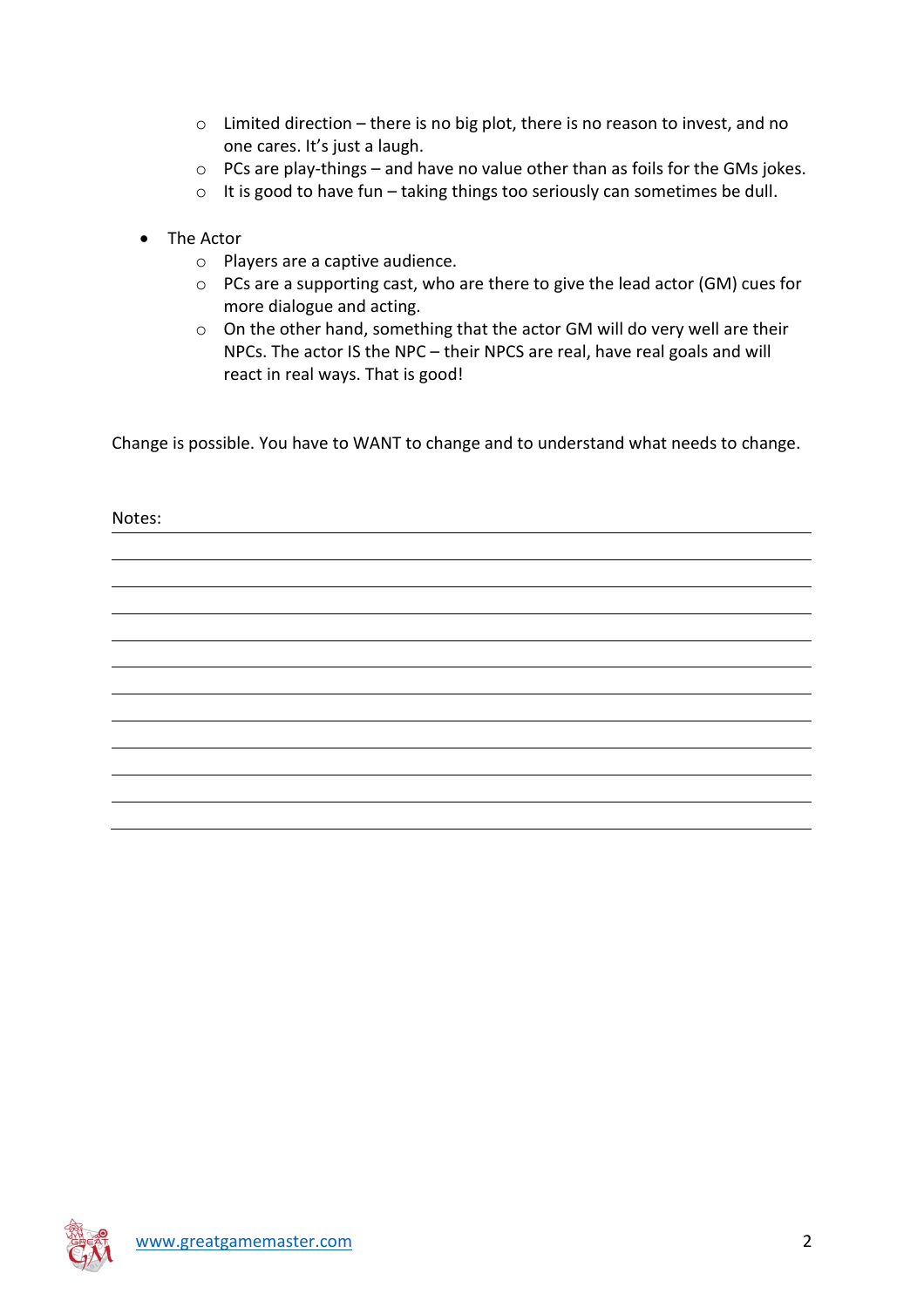- Limited direction – there is no big plot, there is no reason to invest, and no one cares. It's just a laugh.
    - PCs are play-things – and have no value other than as foils for the GMs jokes.
    - It is good to have fun – taking things too seriously can sometimes be dull.

- The Actor
    - Players are a captive audience.
    - PCs are a supporting cast, who are there to give the lead actor (GM) cues for more dialogue and acting.
    - On the other hand, something that the actor GM will do very well are their NPCs. The actor IS the NPC – their NPCS are real, have real goals and will react in real ways. That is good!

Change is possible. You have to WANT to change and to understand what needs to change.

Notes: